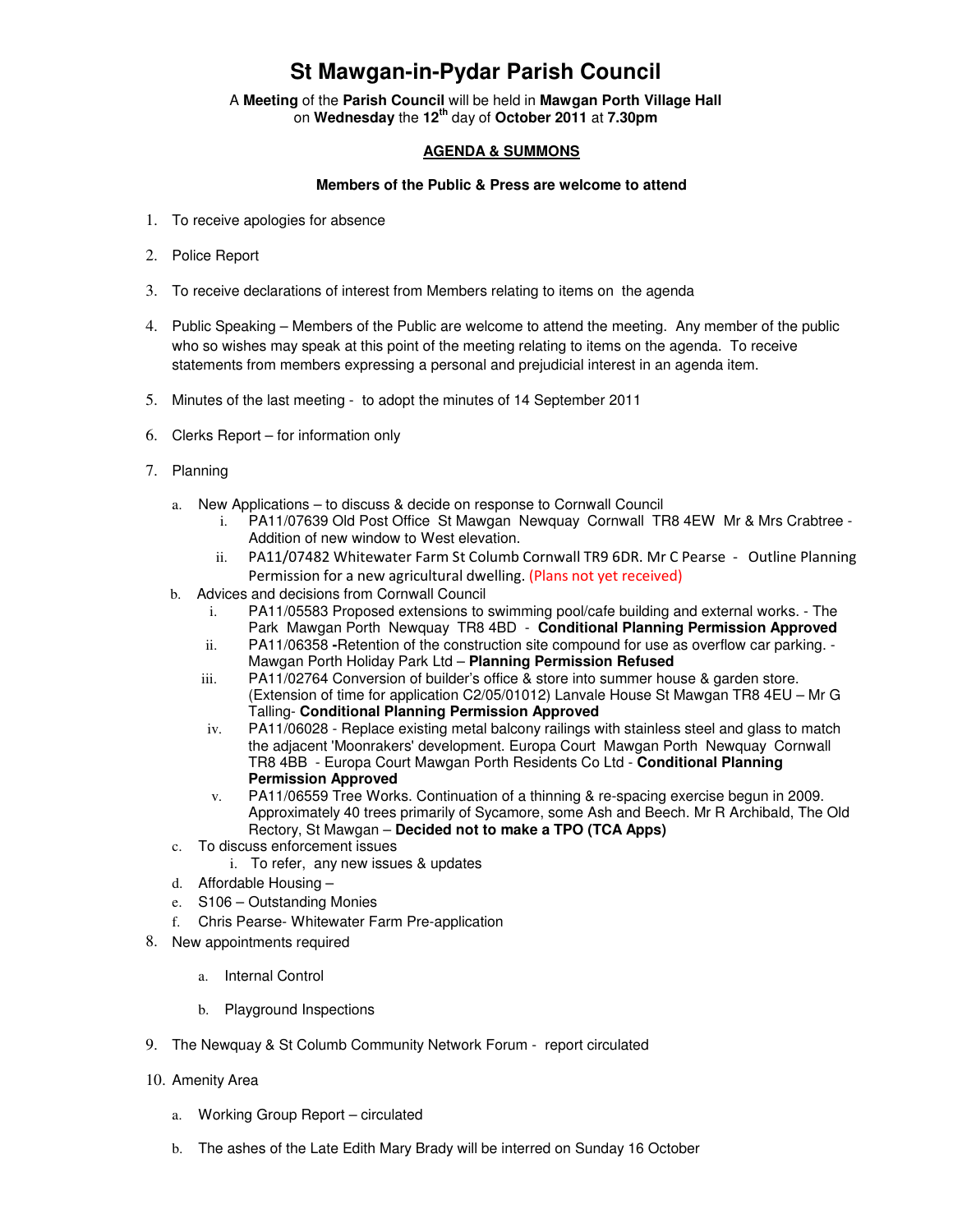# St Mawgan-in-Pydar Parish Council

A **Meeting** of the **Parish Council** will be held in **Mawgan Porth Village Hall** on **Wednesday** the **12th** day of **October 2011** at **7.30pm**

**AGENDA & SUMMONS**

**Members of the Public & Press are welcome to attend**

1. To receive apologies for absence
2. Police Report
3. To receive declarations of interest from Members relating to items on the agenda
4. Public Speaking – Members of the Public are welcome to attend the meeting. Any member of the public who so wishes may speak at this point of the meeting relating to items on the agenda. To receive statements from members expressing a personal and prejudicial interest in an agenda item.
5. Minutes of the last meeting - to adopt the minutes of 14 September 2011
6. Clerks Report – for information only
7. Planning
   a. New Applications – to discuss & decide on response to Cornwall Council
      i. PA11/07639 Old Post Office St Mawgan Newquay Cornwall TR8 4EW Mr & Mrs Crabtree - Addition of new window to West elevation.
      ii. PA11/07482 Whitewater Farm St Columb Cornwall TR9 6DR. Mr C Pearse - Outline Planning Permission for a new agricultural dwelling. (Plans not yet received)
   b. Advices and decisions from Cornwall Council
      i. PA11/05583 Proposed extensions to swimming pool/cafe building and external works. - The Park Mawgan Porth Newquay TR8 4BD - **Conditional Planning Permission Approved**
      ii. PA11/06358 **-**Retention of the construction site compound for use as overflow car parking. - Mawgan Porth Holiday Park Ltd – **Planning Permission Refused**
      iii. PA11/02764 Conversion of builder's office & store into summer house & garden store. (Extension of time for application C2/05/01012) Lanvale House St Mawgan TR8 4EU – Mr G Talling- **Conditional Planning Permission Approved**
      iv. PA11/06028 - Replace existing metal balcony railings with stainless steel and glass to match the adjacent 'Moonrakers' development. Europa Court Mawgan Porth Newquay Cornwall TR8 4BB - Europa Court Mawgan Porth Residents Co Ltd - **Conditional Planning Permission Approved**
      v. PA11/06559 Tree Works. Continuation of a thinning & re-spacing exercise begun in 2009. Approximately 40 trees primarily of Sycamore, some Ash and Beech. Mr R Archibald, The Old Rectory, St Mawgan – **Decided not to make a TPO (TCA Apps)**
   c. To discuss enforcement issues
      i. To refer, any new issues & updates
   d. Affordable Housing –
   e. S106 – Outstanding Monies
   f. Chris Pearse- Whitewater Farm Pre-application
8. New appointments required
   a. Internal Control
   b. Playground Inspections
9. The Newquay & St Columb Community Network Forum - report circulated
10. Amenity Area
    a. Working Group Report – circulated
    b. The ashes of the Late Edith Mary Brady will be interred on Sunday 16 October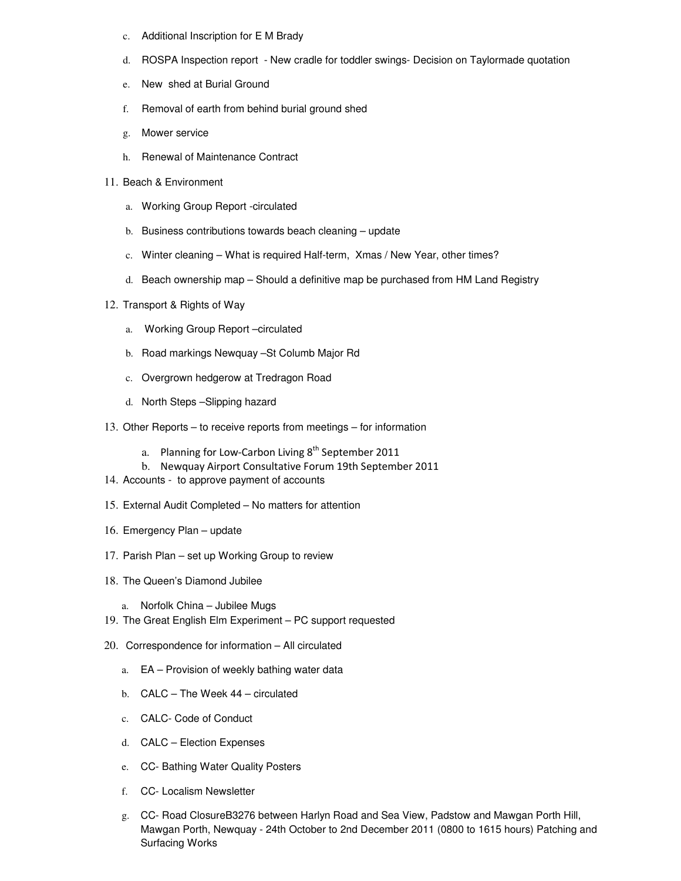c. Additional Inscription for E M Brady

d. ROSPA Inspection report - New cradle for toddler swings- Decision on Taylormade quotation

e. New shed at Burial Ground

f. Removal of earth from behind burial ground shed

g. Mower service

h. Renewal of Maintenance Contract

11. Beach & Environment

    a. Working Group Report -circulated

    b. Business contributions towards beach cleaning – update

    c. Winter cleaning – What is required Half-term, Xmas / New Year, other times?

    d. Beach ownership map – Should a definitive map be purchased from HM Land Registry

12. Transport & Rights of Way

    a. Working Group Report –circulated

    b. Road markings Newquay –St Columb Major Rd

    c. Overgrown hedgerow at Tredragon Road

    d. North Steps –Slipping hazard

13. Other Reports – to receive reports from meetings – for information

    a. Planning for Low-Carbon Living 8th September 2011

    b. Newquay Airport Consultative Forum 19th September 2011

14. Accounts - to approve payment of accounts

15. External Audit Completed – No matters for attention

16. Emergency Plan – update

17. Parish Plan – set up Working Group to review

18. The Queen's Diamond Jubilee

    a. Norfolk China – Jubilee Mugs

19. The Great English Elm Experiment – PC support requested

20. Correspondence for information – All circulated

    a. EA – Provision of weekly bathing water data

    b. CALC – The Week 44 – circulated

    c. CALC- Code of Conduct

    d. CALC – Election Expenses

    e. CC- Bathing Water Quality Posters

    f. CC- Localism Newsletter

    g. CC- Road ClosureB3276 between Harlyn Road and Sea View, Padstow and Mawgan Porth Hill, Mawgan Porth, Newquay - 24th October to 2nd December 2011 (0800 to 1615 hours) Patching and Surfacing Works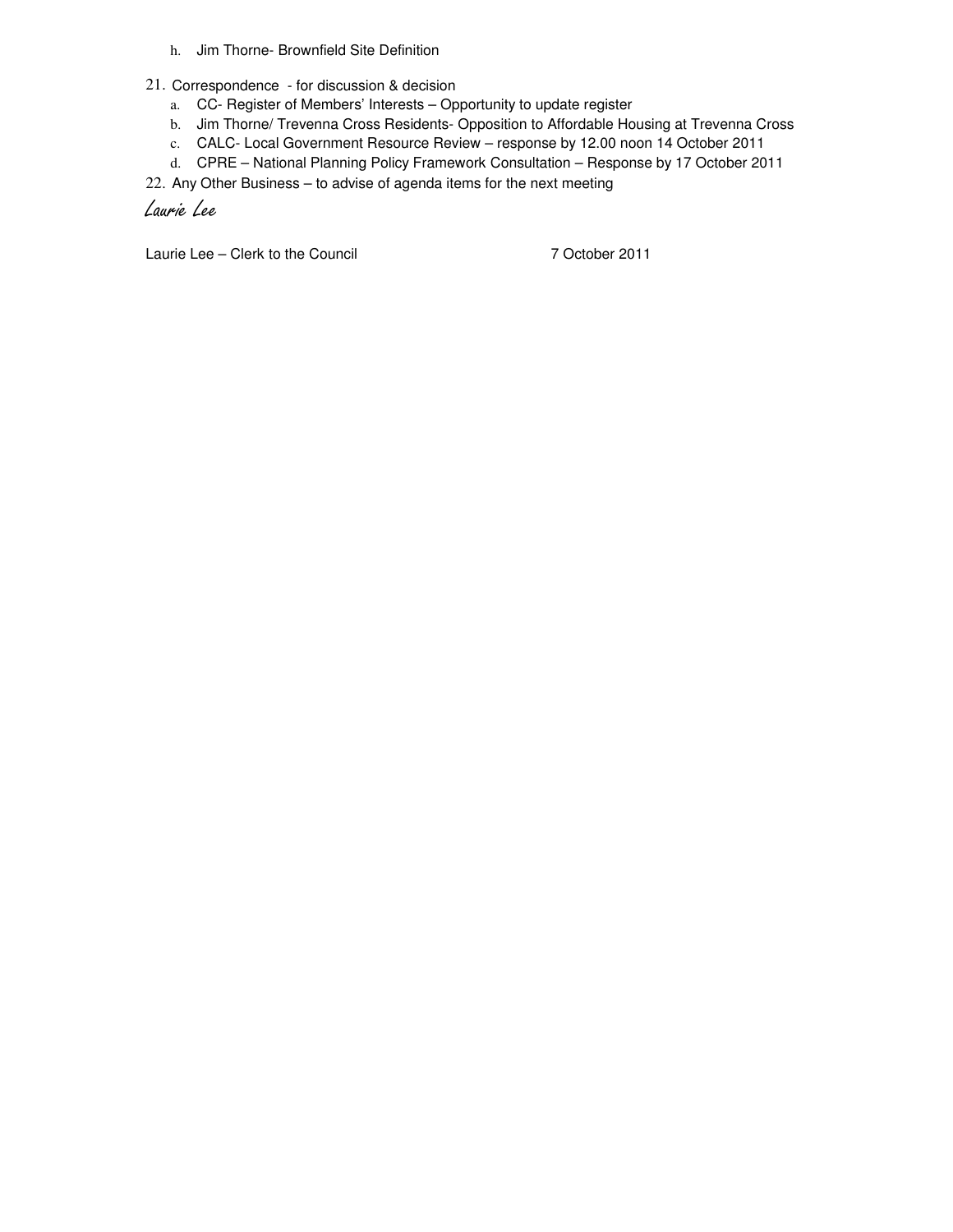h. Jim Thorne- Brownfield Site Definition

21. Correspondence - for discussion & decision
    a. CC- Register of Members' Interests – Opportunity to update register
    b. Jim Thorne/ Trevenna Cross Residents- Opposition to Affordable Housing at Trevenna Cross
    c. CALC- Local Government Resource Review – response by 12.00 noon 14 October 2011
    d. CPRE – National Planning Policy Framework Consultation – Response by 17 October 2011
22. Any Other Business – to advise of agenda items for the next meeting

*Laurie Lee*

Laurie Lee – Clerk to the Council 7 October 2011